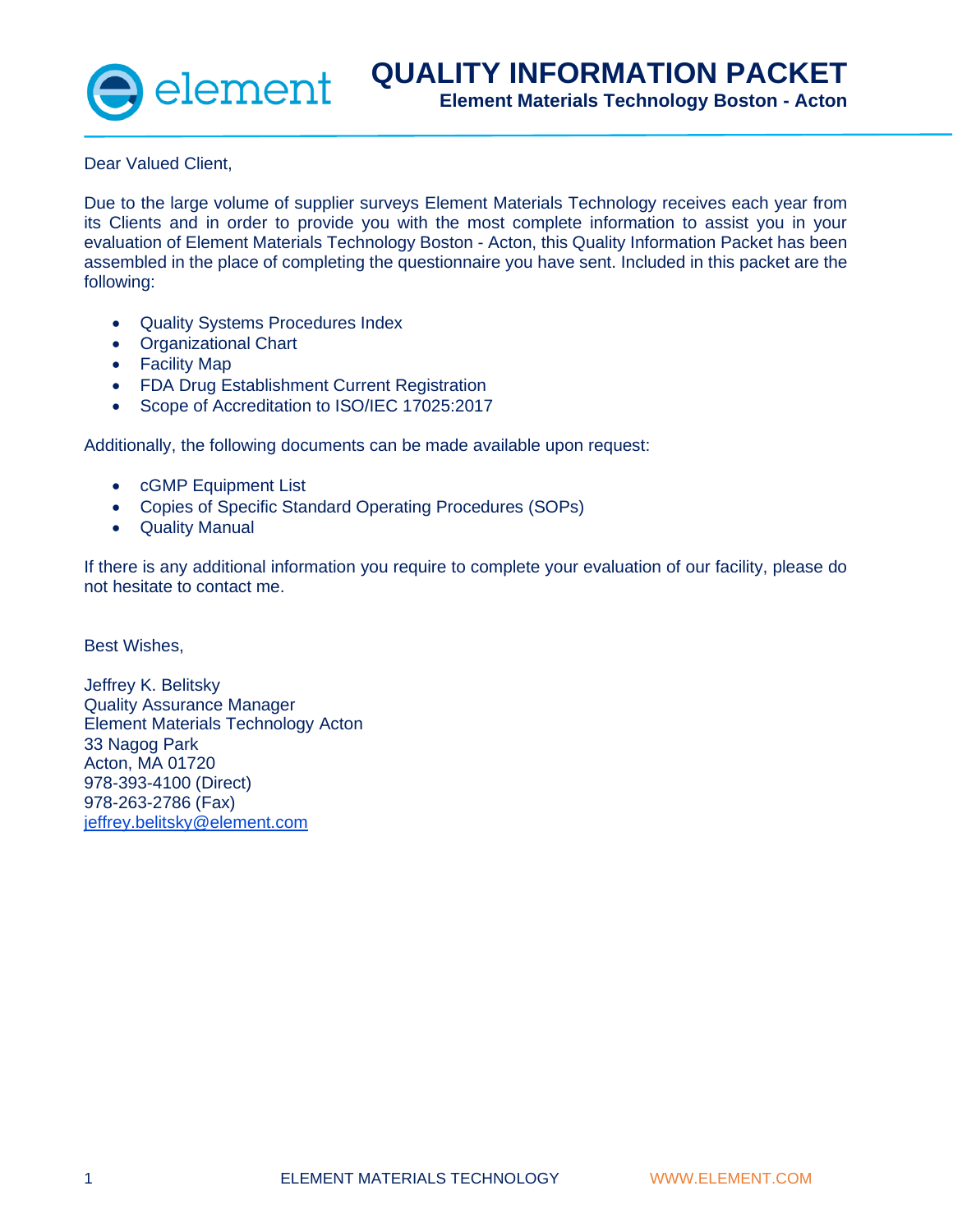# QUALITY INFORMATION PACKET

**Element Materials Technology Boston - Acton**

Dear Valued Client,

Due to the large volume of supplier surveys Element Materials Technology receives each year from its Clients and in order to provide you with the most complete information to assist you in your evaluation of Element Materials Technology Boston - Acton, this Quality Information Packet has been assembled in the place of completing the questionnaire you have sent. Included in this packet are the following:

- Quality Systems Procedures Index
- Organizational Chart
- Facility Map
- FDA Drug Establishment Current Registration
- Scope of Accreditation to ISO/IEC 17025:2017

Additionally, the following documents can be made available upon request:

- cGMP Equipment List
- Copies of Specific Standard Operating Procedures (SOPs)
- Quality Manual

If there is any additional information you require to complete your evaluation of our facility, please do not hesitate to contact me.

Best Wishes,

Jeffrey K. Belitsky
Quality Assurance Manager
Element Materials Technology Acton
33 Nagog Park
Acton, MA 01720
978-393-4100 (Direct)
978-263-2786 (Fax)
jeffrey.belitsky@element.com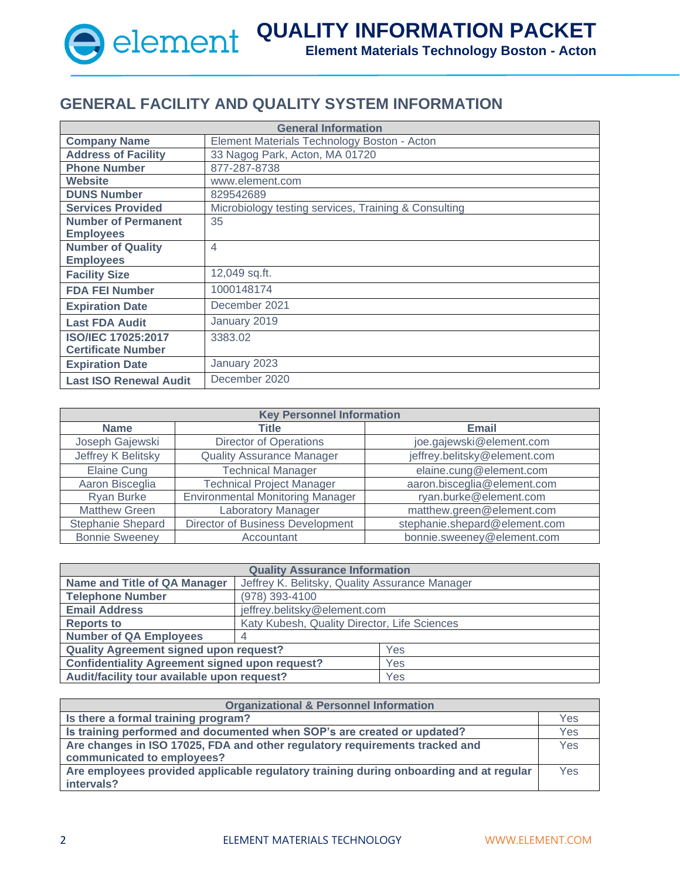## GENERAL FACILITY AND QUALITY SYSTEM INFORMATION

| General Information | |
|---|---|
| **Company Name** | Element Materials Technology Boston - Acton |
| **Address of Facility** | 33 Nagog Park, Acton, MA 01720 |
| **Phone Number** | 877-287-8738 |
| **Website** | www.element.com |
| **DUNS Number** | 829542689 |
| **Services Provided** | Microbiology testing services, Training & Consulting |
| **Number of Permanent Employees** | 35 |
| **Number of Quality Employees** | 4 |
| **Facility Size** | 12,049 sq.ft. |
| **FDA FEI Number** | 1000148174 |
| **Expiration Date** | December 2021 |
| **Last FDA Audit** | January 2019 |
| **ISO/IEC 17025:2017 Certificate Number** | 3383.02 |
| **Expiration Date** | January 2023 |
| **Last ISO Renewal Audit** | December 2020 |

| Key Personnel Information | | |
|---|---|---|
| **Name** | **Title** | **Email** |
| Joseph Gajewski | Director of Operations | joe.gajewski@element.com |
| Jeffrey K Belitsky | Quality Assurance Manager | jeffrey.belitsky@element.com |
| Elaine Cung | Technical Manager | elaine.cung@element.com |
| Aaron Bisceglia | Technical Project Manager | aaron.bisceglia@element.com |
| Ryan Burke | Environmental Monitoring Manager | ryan.burke@element.com |
| Matthew Green | Laboratory Manager | matthew.green@element.com |
| Stephanie Shepard | Director of Business Development | stephanie.shepard@element.com |
| Bonnie Sweeney | Accountant | bonnie.sweeney@element.com |

| Quality Assurance Information | |
|---|---|
| **Name and Title of QA Manager** | Jeffrey K. Belitsky, Quality Assurance Manager |
| **Telephone Number** | (978) 393-4100 |
| **Email Address** | jeffrey.belitsky@element.com |
| **Reports to** | Katy Kubesh, Quality Director, Life Sciences |
| **Number of QA Employees** | 4 |
| **Quality Agreement signed upon request?** | Yes |
| **Confidentiality Agreement signed upon request?** | Yes |
| **Audit/facility tour available upon request?** | Yes |

| Organizational & Personnel Information | |
|---|---|
| **Is there a formal training program?** | Yes |
| **Is training performed and documented when SOP's are created or updated?** | Yes |
| **Are changes in ISO 17025, FDA and other regulatory requirements tracked and communicated to employees?** | Yes |
| **Are employees provided applicable regulatory training during onboarding and at regular intervals?** | Yes |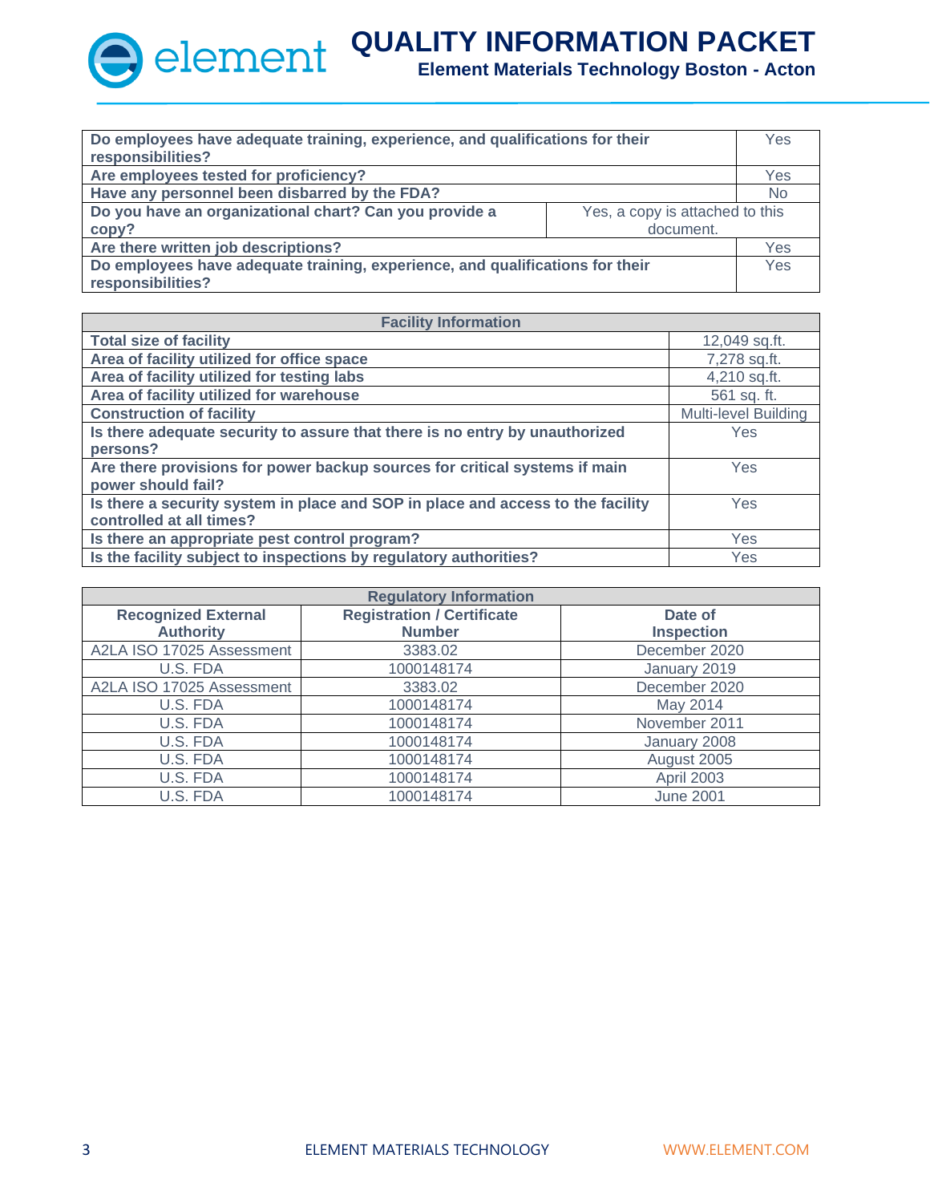| Question | Response |
|---|---|
| **Do employees have adequate training, experience, and qualifications for their responsibilities?** | Yes |
| **Are employees tested for proficiency?** | Yes |
| **Have any personnel been disbarred by the FDA?** | No |
| **Do you have an organizational chart? Can you provide a copy?** | Yes, a copy is attached to this document. |
| **Are there written job descriptions?** | Yes |
| **Do employees have adequate training, experience, and qualifications for their responsibilities?** | Yes |

| **Facility Information** | |
|---|---|
| **Total size of facility** | 12,049 sq.ft. |
| **Area of facility utilized for office space** | 7,278 sq.ft. |
| **Area of facility utilized for testing labs** | 4,210 sq.ft. |
| **Area of facility utilized for warehouse** | 561 sq. ft. |
| **Construction of facility** | Multi-level Building |
| **Is there adequate security to assure that there is no entry by unauthorized persons?** | Yes |
| **Are there provisions for power backup sources for critical systems if main power should fail?** | Yes |
| **Is there a security system in place and SOP in place and access to the facility controlled at all times?** | Yes |
| **Is there an appropriate pest control program?** | Yes |
| **Is the facility subject to inspections by regulatory authorities?** | Yes |

| **Regulatory Information** | | |
|---|---|---|
| **Recognized External Authority** | **Registration / Certificate Number** | **Date of Inspection** |
| A2LA ISO 17025 Assessment | 3383.02 | December 2020 |
| U.S. FDA | 1000148174 | January 2019 |
| A2LA ISO 17025 Assessment | 3383.02 | December 2020 |
| U.S. FDA | 1000148174 | May 2014 |
| U.S. FDA | 1000148174 | November 2011 |
| U.S. FDA | 1000148174 | January 2008 |
| U.S. FDA | 1000148174 | August 2005 |
| U.S. FDA | 1000148174 | April 2003 |
| U.S. FDA | 1000148174 | June 2001 |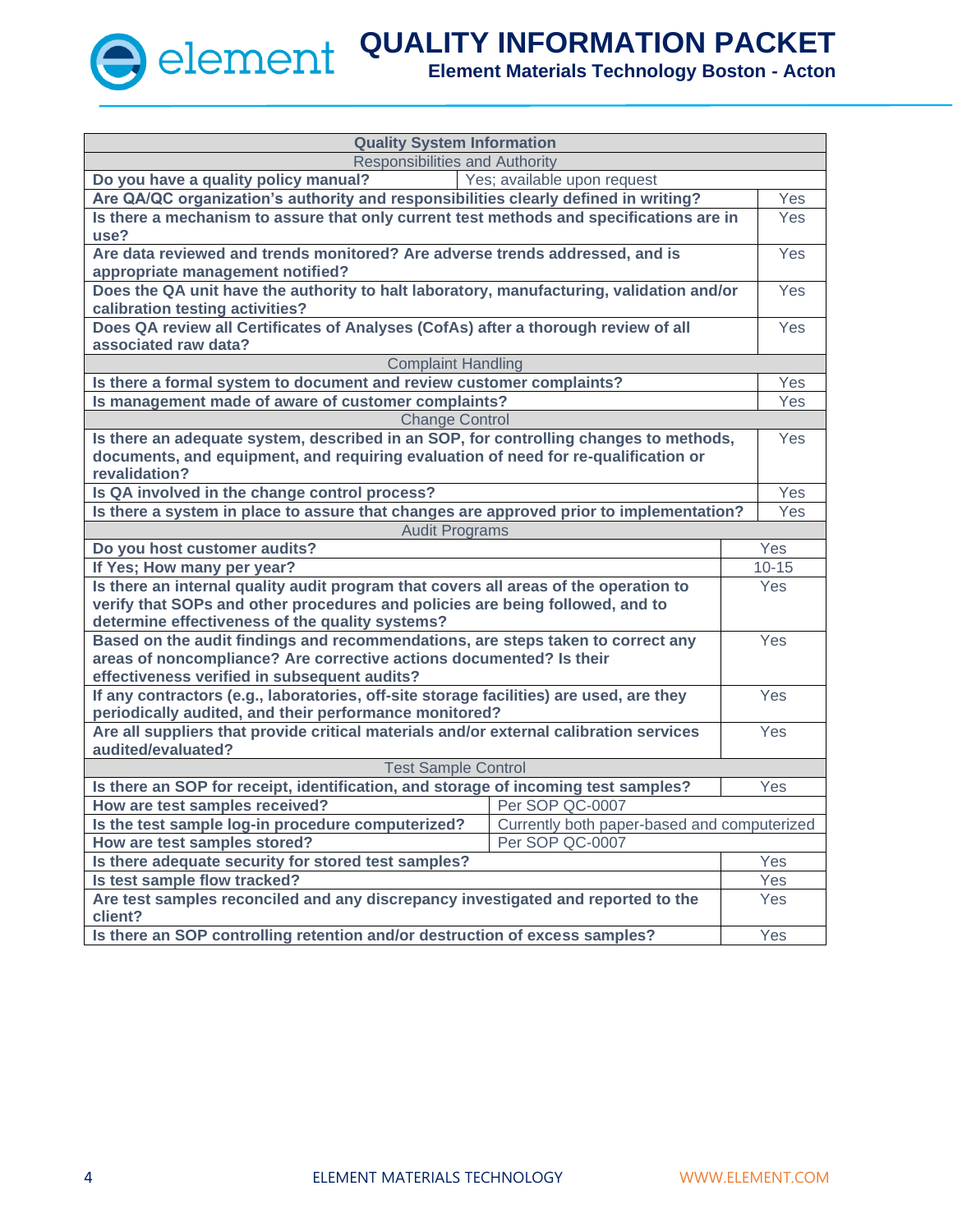| Quality System Information | |
|---|---|
| **Responsibilities and Authority** | |
| **Do you have a quality policy manual?** | Yes; available upon request |
| **Are QA/QC organization's authority and responsibilities clearly defined in writing?** | Yes |
| **Is there a mechanism to assure that only current test methods and specifications are in use?** | Yes |
| **Are data reviewed and trends monitored? Are adverse trends addressed, and is appropriate management notified?** | Yes |
| **Does the QA unit have the authority to halt laboratory, manufacturing, validation and/or calibration testing activities?** | Yes |
| **Does QA review all Certificates of Analyses (CofAs) after a thorough review of all associated raw data?** | Yes |
| **Complaint Handling** | |
| **Is there a formal system to document and review customer complaints?** | Yes |
| **Is management made of aware of customer complaints?** | Yes |
| **Change Control** | |
| **Is there an adequate system, described in an SOP, for controlling changes to methods, documents, and equipment, and requiring evaluation of need for re-qualification or revalidation?** | Yes |
| **Is QA involved in the change control process?** | Yes |
| **Is there a system in place to assure that changes are approved prior to implementation?** | Yes |
| **Audit Programs** | |
| **Do you host customer audits?** | Yes |
| **If Yes; How many per year?** | 10-15 |
| **Is there an internal quality audit program that covers all areas of the operation to verify that SOPs and other procedures and policies are being followed, and to determine effectiveness of the quality systems?** | Yes |
| **Based on the audit findings and recommendations, are steps taken to correct any areas of noncompliance? Are corrective actions documented? Is their effectiveness verified in subsequent audits?** | Yes |
| **If any contractors (e.g., laboratories, off-site storage facilities) are used, are they periodically audited, and their performance monitored?** | Yes |
| **Are all suppliers that provide critical materials and/or external calibration services audited/evaluated?** | Yes |
| **Test Sample Control** | |
| **Is there an SOP for receipt, identification, and storage of incoming test samples?** | Yes |
| **How are test samples received?** | Per SOP QC-0007 |
| **Is the test sample log-in procedure computerized?** | Currently both paper-based and computerized |
| **How are test samples stored?** | Per SOP QC-0007 |
| **Is there adequate security for stored test samples?** | Yes |
| **Is test sample flow tracked?** | Yes |
| **Are test samples reconciled and any discrepancy investigated and reported to the client?** | Yes |
| **Is there an SOP controlling retention and/or destruction of excess samples?** | Yes |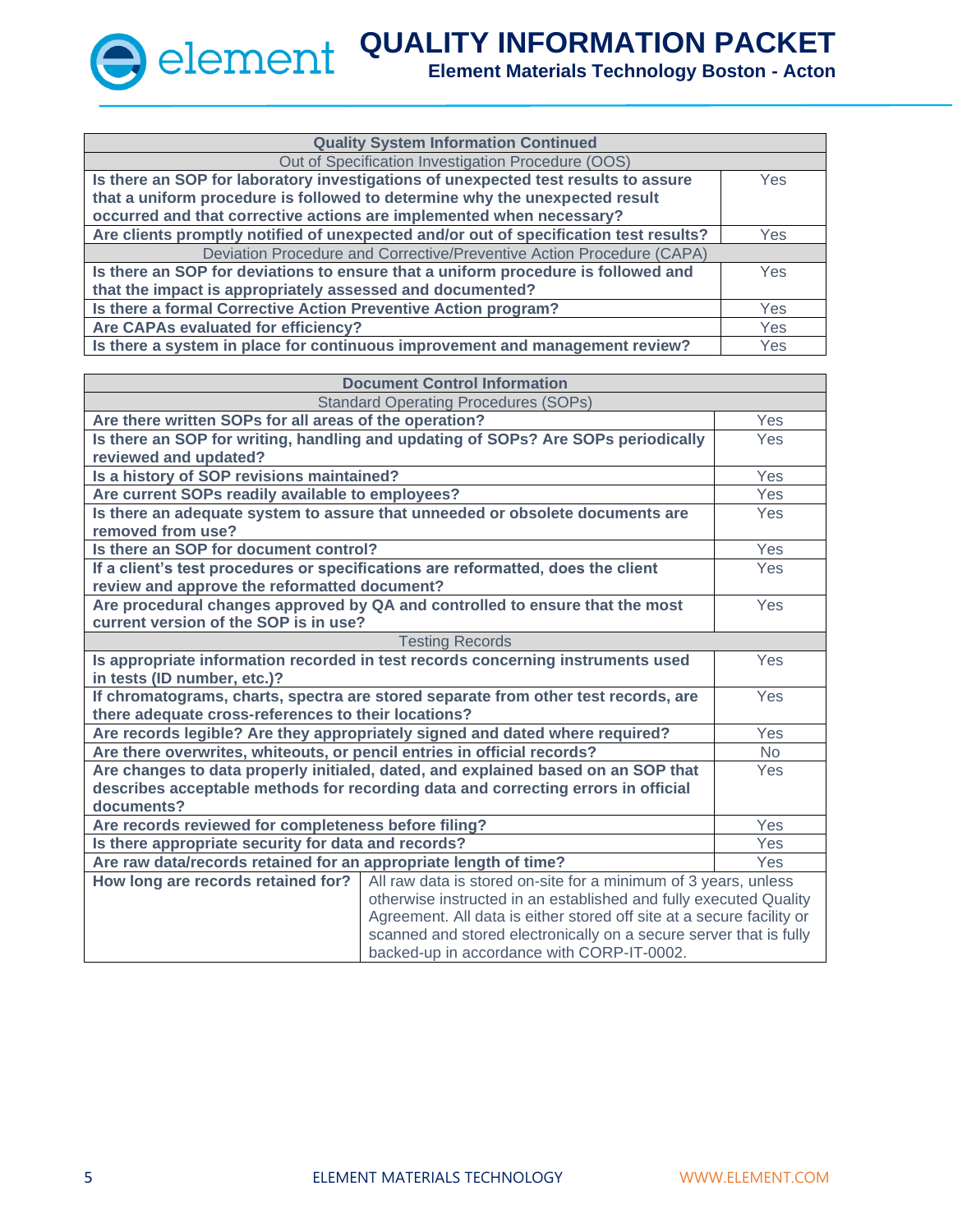| Quality System Information Continued | |
|---|---|
| Out of Specification Investigation Procedure (OOS) | |
| **Is there an SOP for laboratory investigations of unexpected test results to assure that a uniform procedure is followed to determine why the unexpected result occurred and that corrective actions are implemented when necessary?** | Yes |
| **Are clients promptly notified of unexpected and/or out of specification test results?** | Yes |
| Deviation Procedure and Corrective/Preventive Action Procedure (CAPA) | |
| **Is there an SOP for deviations to ensure that a uniform procedure is followed and that the impact is appropriately assessed and documented?** | Yes |
| **Is there a formal Corrective Action Preventive Action program?** | Yes |
| **Are CAPAs evaluated for efficiency?** | Yes |
| **Is there a system in place for continuous improvement and management review?** | Yes |

| Document Control Information | |
|---|---|
| Standard Operating Procedures (SOPs) | |
| **Are there written SOPs for all areas of the operation?** | Yes |
| **Is there an SOP for writing, handling and updating of SOPs? Are SOPs periodically reviewed and updated?** | Yes |
| **Is a history of SOP revisions maintained?** | Yes |
| **Are current SOPs readily available to employees?** | Yes |
| **Is there an adequate system to assure that unneeded or obsolete documents are removed from use?** | Yes |
| **Is there an SOP for document control?** | Yes |
| **If a client's test procedures or specifications are reformatted, does the client review and approve the reformatted document?** | Yes |
| **Are procedural changes approved by QA and controlled to ensure that the most current version of the SOP is in use?** | Yes |
| Testing Records | |
| **Is appropriate information recorded in test records concerning instruments used in tests (ID number, etc.)?** | Yes |
| **If chromatograms, charts, spectra are stored separate from other test records, are there adequate cross-references to their locations?** | Yes |
| **Are records legible? Are they appropriately signed and dated where required?** | Yes |
| **Are there overwrites, whiteouts, or pencil entries in official records?** | No |
| **Are changes to data properly initialed, dated, and explained based on an SOP that describes acceptable methods for recording data and correcting errors in official documents?** | Yes |
| **Are records reviewed for completeness before filing?** | Yes |
| **Is there appropriate security for data and records?** | Yes |
| **Are raw data/records retained for an appropriate length of time?** | Yes |
| **How long are records retained for?** | All raw data is stored on-site for a minimum of 3 years, unless otherwise instructed in an established and fully executed Quality Agreement. All data is either stored off site at a secure facility or scanned and stored electronically on a secure server that is fully backed-up in accordance with CORP-IT-0002. |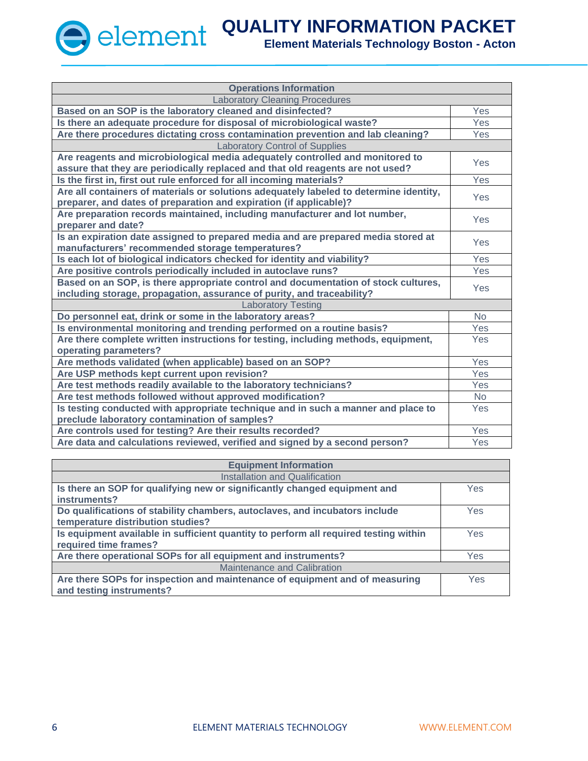| Operations Information | |
|---|---|
| Laboratory Cleaning Procedures | |
| **Based on an SOP is the laboratory cleaned and disinfected?** | Yes |
| **Is there an adequate procedure for disposal of microbiological waste?** | Yes |
| **Are there procedures dictating cross contamination prevention and lab cleaning?** | Yes |
| Laboratory Control of Supplies | |
| **Are reagents and microbiological media adequately controlled and monitored to assure that they are periodically replaced and that old reagents are not used?** | Yes |
| **Is the first in, first out rule enforced for all incoming materials?** | Yes |
| **Are all containers of materials or solutions adequately labeled to determine identity, preparer, and dates of preparation and expiration (if applicable)?** | Yes |
| **Are preparation records maintained, including manufacturer and lot number, preparer and date?** | Yes |
| **Is an expiration date assigned to prepared media and are prepared media stored at manufacturers' recommended storage temperatures?** | Yes |
| **Is each lot of biological indicators checked for identity and viability?** | Yes |
| **Are positive controls periodically included in autoclave runs?** | Yes |
| **Based on an SOP, is there appropriate control and documentation of stock cultures, including storage, propagation, assurance of purity, and traceability?** | Yes |
| Laboratory Testing | |
| **Do personnel eat, drink or some in the laboratory areas?** | No |
| **Is environmental monitoring and trending performed on a routine basis?** | Yes |
| **Are there complete written instructions for testing, including methods, equipment, operating parameters?** | Yes |
| **Are methods validated (when applicable) based on an SOP?** | Yes |
| **Are USP methods kept current upon revision?** | Yes |
| **Are test methods readily available to the laboratory technicians?** | Yes |
| **Are test methods followed without approved modification?** | No |
| **Is testing conducted with appropriate technique and in such a manner and place to preclude laboratory contamination of samples?** | Yes |
| **Are controls used for testing? Are their results recorded?** | Yes |
| **Are data and calculations reviewed, verified and signed by a second person?** | Yes |

| Equipment Information | |
|---|---|
| Installation and Qualification | |
| **Is there an SOP for qualifying new or significantly changed equipment and instruments?** | Yes |
| **Do qualifications of stability chambers, autoclaves, and incubators include temperature distribution studies?** | Yes |
| **Is equipment available in sufficient quantity to perform all required testing within required time frames?** | Yes |
| **Are there operational SOPs for all equipment and instruments?** | Yes |
| Maintenance and Calibration | |
| **Are there SOPs for inspection and maintenance of equipment and of measuring and testing instruments?** | Yes |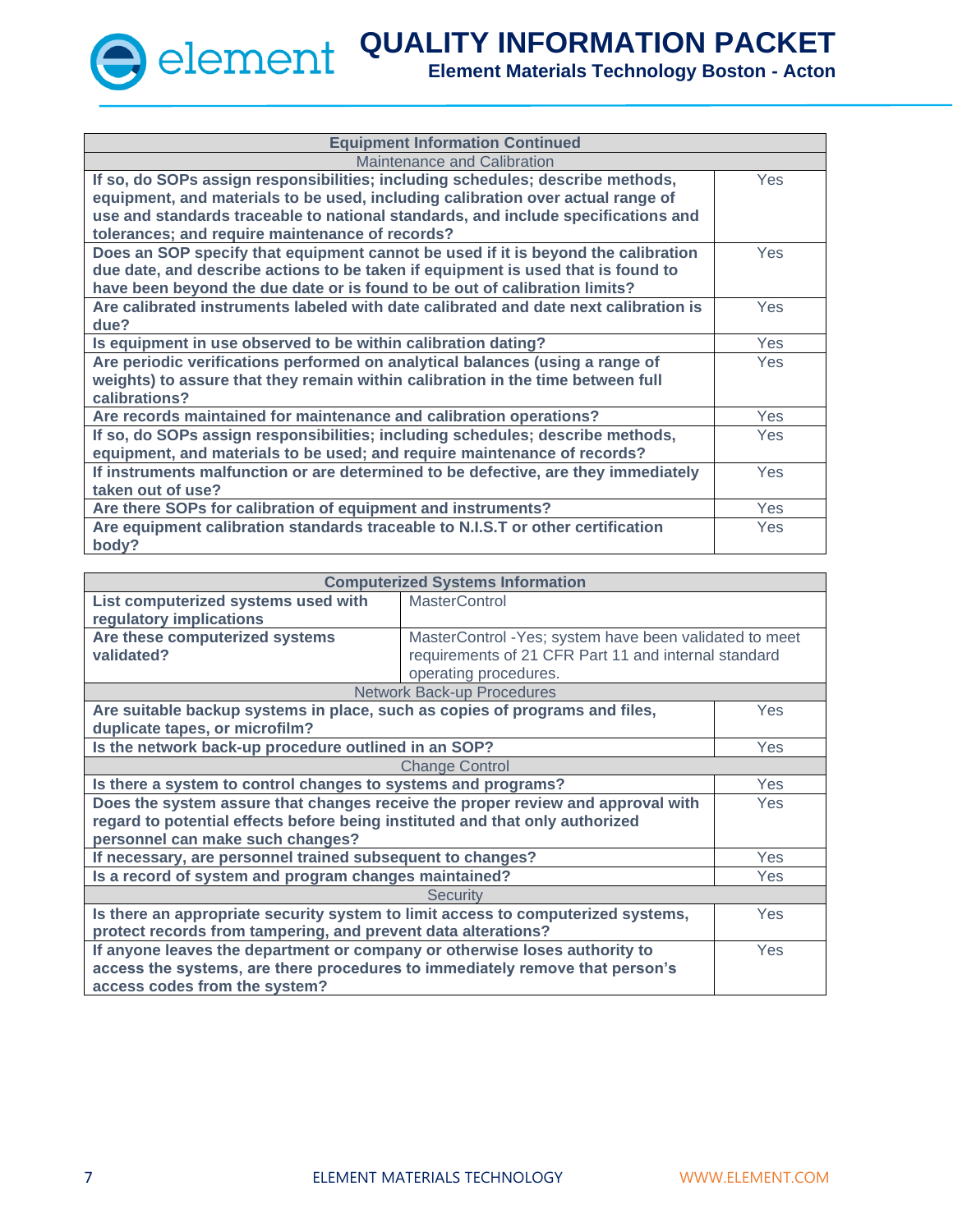| Equipment Information Continued | |
|---|---|
| Maintenance and Calibration | |
| **If so, do SOPs assign responsibilities; including schedules; describe methods, equipment, and materials to be used, including calibration over actual range of use and standards traceable to national standards, and include specifications and tolerances; and require maintenance of records?** | Yes |
| **Does an SOP specify that equipment cannot be used if it is beyond the calibration due date, and describe actions to be taken if equipment is used that is found to have been beyond the due date or is found to be out of calibration limits?** | Yes |
| **Are calibrated instruments labeled with date calibrated and date next calibration is due?** | Yes |
| **Is equipment in use observed to be within calibration dating?** | Yes |
| **Are periodic verifications performed on analytical balances (using a range of weights) to assure that they remain within calibration in the time between full calibrations?** | Yes |
| **Are records maintained for maintenance and calibration operations?** | Yes |
| **If so, do SOPs assign responsibilities; including schedules; describe methods, equipment, and materials to be used; and require maintenance of records?** | Yes |
| **If instruments malfunction or are determined to be defective, are they immediately taken out of use?** | Yes |
| **Are there SOPs for calibration of equipment and instruments?** | Yes |
| **Are equipment calibration standards traceable to N.I.S.T or other certification body?** | Yes |

| Computerized Systems Information | |
|---|---|
| **List computerized systems used with regulatory implications** | MasterControl |
| **Are these computerized systems validated?** | MasterControl -Yes; system have been validated to meet requirements of 21 CFR Part 11 and internal standard operating procedures. |
| Network Back-up Procedures | |
| **Are suitable backup systems in place, such as copies of programs and files, duplicate tapes, or microfilm?** | Yes |
| **Is the network back-up procedure outlined in an SOP?** | Yes |
| Change Control | |
| **Is there a system to control changes to systems and programs?** | Yes |
| **Does the system assure that changes receive the proper review and approval with regard to potential effects before being instituted and that only authorized personnel can make such changes?** | Yes |
| **If necessary, are personnel trained subsequent to changes?** | Yes |
| **Is a record of system and program changes maintained?** | Yes |
| Security | |
| **Is there an appropriate security system to limit access to computerized systems, protect records from tampering, and prevent data alterations?** | Yes |
| **If anyone leaves the department or company or otherwise loses authority to access the systems, are there procedures to immediately remove that person's access codes from the system?** | Yes |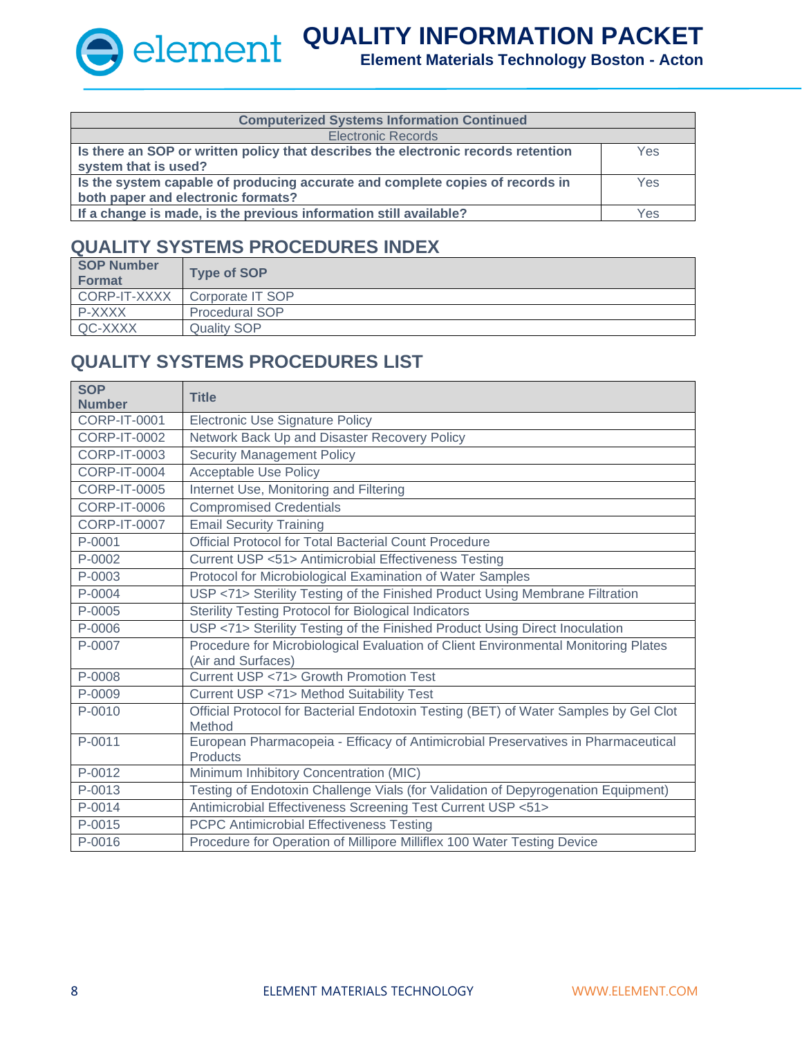| Computerized Systems Information Continued | |
| --- | --- |
| Electronic Records | |
| **Is there an SOP or written policy that describes the electronic records retention system that is used?** | Yes |
| **Is the system capable of producing accurate and complete copies of records in both paper and electronic formats?** | Yes |
| **If a change is made, is the previous information still available?** | Yes |

## QUALITY SYSTEMS PROCEDURES INDEX

| SOP Number Format | Type of SOP |
| --- | --- |
| CORP-IT-XXXX | Corporate IT SOP |
| P-XXXX | Procedural SOP |
| QC-XXXX | Quality SOP |

## QUALITY SYSTEMS PROCEDURES LIST

| SOP Number | Title |
| --- | --- |
| CORP-IT-0001 | Electronic Use Signature Policy |
| CORP-IT-0002 | Network Back Up and Disaster Recovery Policy |
| CORP-IT-0003 | Security Management Policy |
| CORP-IT-0004 | Acceptable Use Policy |
| CORP-IT-0005 | Internet Use, Monitoring and Filtering |
| CORP-IT-0006 | Compromised Credentials |
| CORP-IT-0007 | Email Security Training |
| P-0001 | Official Protocol for Total Bacterial Count Procedure |
| P-0002 | Current USP <51> Antimicrobial Effectiveness Testing |
| P-0003 | Protocol for Microbiological Examination of Water Samples |
| P-0004 | USP <71> Sterility Testing of the Finished Product Using Membrane Filtration |
| P-0005 | Sterility Testing Protocol for Biological Indicators |
| P-0006 | USP <71> Sterility Testing of the Finished Product Using Direct Inoculation |
| P-0007 | Procedure for Microbiological Evaluation of Client Environmental Monitoring Plates (Air and Surfaces) |
| P-0008 | Current USP <71> Growth Promotion Test |
| P-0009 | Current USP <71> Method Suitability Test |
| P-0010 | Official Protocol for Bacterial Endotoxin Testing (BET) of Water Samples by Gel Clot Method |
| P-0011 | European Pharmacopeia - Efficacy of Antimicrobial Preservatives in Pharmaceutical Products |
| P-0012 | Minimum Inhibitory Concentration (MIC) |
| P-0013 | Testing of Endotoxin Challenge Vials (for Validation of Depyrogenation Equipment) |
| P-0014 | Antimicrobial Effectiveness Screening Test Current USP <51> |
| P-0015 | PCPC Antimicrobial Effectiveness Testing |
| P-0016 | Procedure for Operation of Millipore Milliflex 100 Water Testing Device |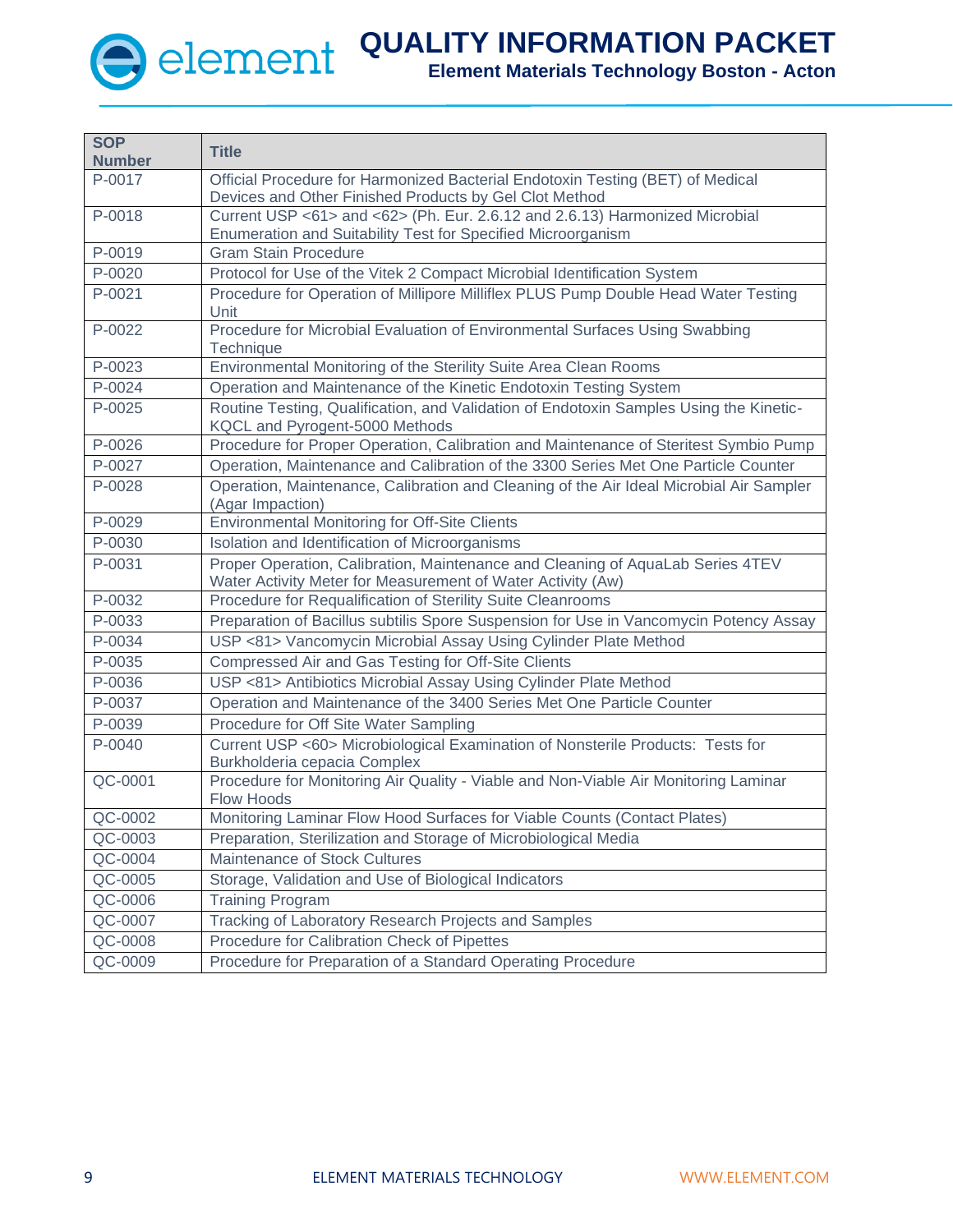| SOP Number | Title |
|---|---|
| P-0017 | Official Procedure for Harmonized Bacterial Endotoxin Testing (BET) of Medical Devices and Other Finished Products by Gel Clot Method |
| P-0018 | Current USP <61> and <62> (Ph. Eur. 2.6.12 and 2.6.13) Harmonized Microbial Enumeration and Suitability Test for Specified Microorganism |
| P-0019 | Gram Stain Procedure |
| P-0020 | Protocol for Use of the Vitek 2 Compact Microbial Identification System |
| P-0021 | Procedure for Operation of Millipore Milliflex PLUS Pump Double Head Water Testing Unit |
| P-0022 | Procedure for Microbial Evaluation of Environmental Surfaces Using Swabbing Technique |
| P-0023 | Environmental Monitoring of the Sterility Suite Area Clean Rooms |
| P-0024 | Operation and Maintenance of the Kinetic Endotoxin Testing System |
| P-0025 | Routine Testing, Qualification, and Validation of Endotoxin Samples Using the Kinetic-KQCL and Pyrogent-5000 Methods |
| P-0026 | Procedure for Proper Operation, Calibration and Maintenance of Steritest Symbio Pump |
| P-0027 | Operation, Maintenance and Calibration of the 3300 Series Met One Particle Counter |
| P-0028 | Operation, Maintenance, Calibration and Cleaning of the Air Ideal Microbial Air Sampler (Agar Impaction) |
| P-0029 | Environmental Monitoring for Off-Site Clients |
| P-0030 | Isolation and Identification of Microorganisms |
| P-0031 | Proper Operation, Calibration, Maintenance and Cleaning of AquaLab Series 4TEV Water Activity Meter for Measurement of Water Activity (Aw) |
| P-0032 | Procedure for Requalification of Sterility Suite Cleanrooms |
| P-0033 | Preparation of Bacillus subtilis Spore Suspension for Use in Vancomycin Potency Assay |
| P-0034 | USP <81> Vancomycin Microbial Assay Using Cylinder Plate Method |
| P-0035 | Compressed Air and Gas Testing for Off-Site Clients |
| P-0036 | USP <81> Antibiotics Microbial Assay Using Cylinder Plate Method |
| P-0037 | Operation and Maintenance of the 3400 Series Met One Particle Counter |
| P-0039 | Procedure for Off Site Water Sampling |
| P-0040 | Current USP <60> Microbiological Examination of Nonsterile Products: Tests for Burkholderia cepacia Complex |
| QC-0001 | Procedure for Monitoring Air Quality - Viable and Non-Viable Air Monitoring Laminar Flow Hoods |
| QC-0002 | Monitoring Laminar Flow Hood Surfaces for Viable Counts (Contact Plates) |
| QC-0003 | Preparation, Sterilization and Storage of Microbiological Media |
| QC-0004 | Maintenance of Stock Cultures |
| QC-0005 | Storage, Validation and Use of Biological Indicators |
| QC-0006 | Training Program |
| QC-0007 | Tracking of Laboratory Research Projects and Samples |
| QC-0008 | Procedure for Calibration Check of Pipettes |
| QC-0009 | Procedure for Preparation of a Standard Operating Procedure |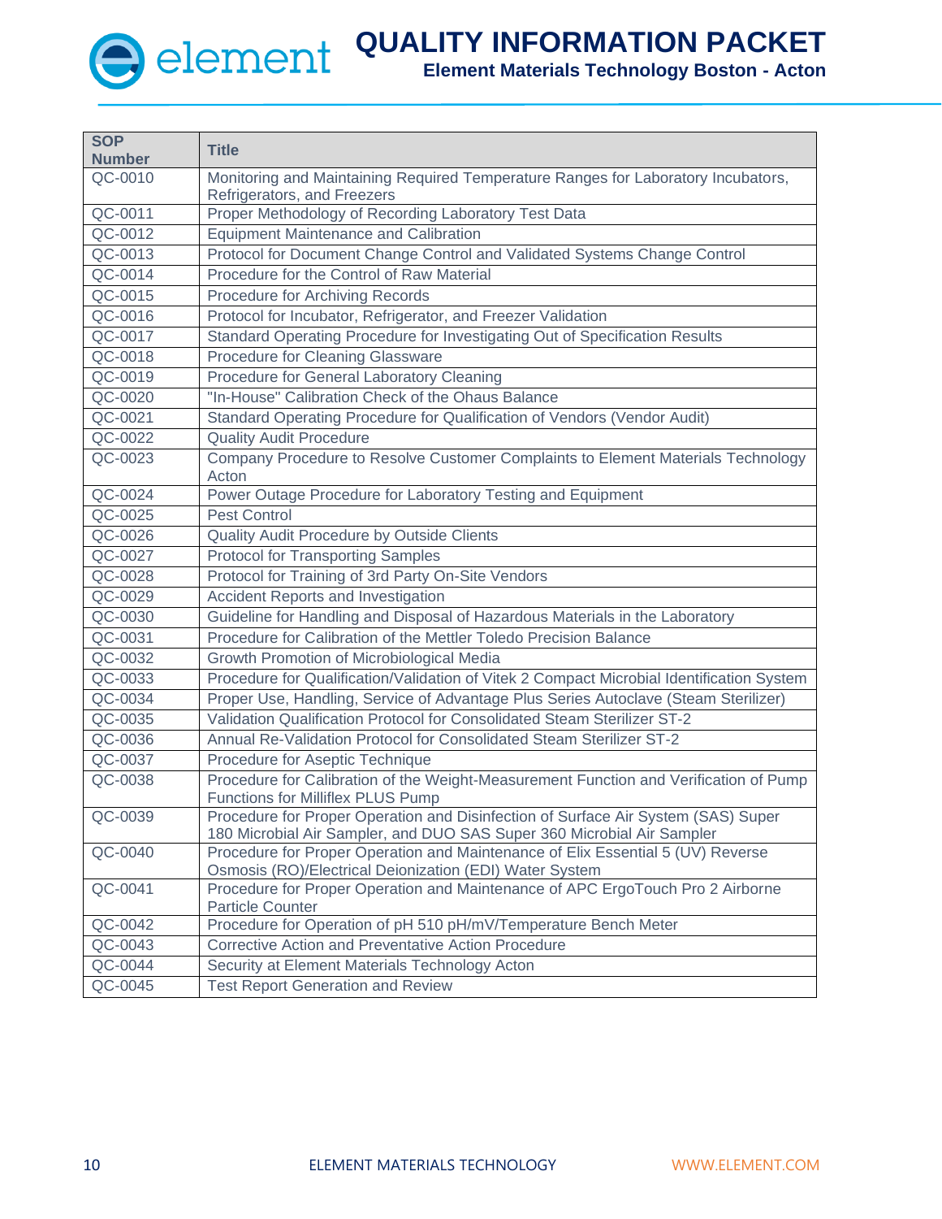| SOP Number | Title |
|---|---|
| QC-0010 | Monitoring and Maintaining Required Temperature Ranges for Laboratory Incubators, Refrigerators, and Freezers |
| QC-0011 | Proper Methodology of Recording Laboratory Test Data |
| QC-0012 | Equipment Maintenance and Calibration |
| QC-0013 | Protocol for Document Change Control and Validated Systems Change Control |
| QC-0014 | Procedure for the Control of Raw Material |
| QC-0015 | Procedure for Archiving Records |
| QC-0016 | Protocol for Incubator, Refrigerator, and Freezer Validation |
| QC-0017 | Standard Operating Procedure for Investigating Out of Specification Results |
| QC-0018 | Procedure for Cleaning Glassware |
| QC-0019 | Procedure for General Laboratory Cleaning |
| QC-0020 | "In-House" Calibration Check of the Ohaus Balance |
| QC-0021 | Standard Operating Procedure for Qualification of Vendors (Vendor Audit) |
| QC-0022 | Quality Audit Procedure |
| QC-0023 | Company Procedure to Resolve Customer Complaints to Element Materials Technology Acton |
| QC-0024 | Power Outage Procedure for Laboratory Testing and Equipment |
| QC-0025 | Pest Control |
| QC-0026 | Quality Audit Procedure by Outside Clients |
| QC-0027 | Protocol for Transporting Samples |
| QC-0028 | Protocol for Training of 3rd Party On-Site Vendors |
| QC-0029 | Accident Reports and Investigation |
| QC-0030 | Guideline for Handling and Disposal of Hazardous Materials in the Laboratory |
| QC-0031 | Procedure for Calibration of the Mettler Toledo Precision Balance |
| QC-0032 | Growth Promotion of Microbiological Media |
| QC-0033 | Procedure for Qualification/Validation of Vitek 2 Compact Microbial Identification System |
| QC-0034 | Proper Use, Handling, Service of Advantage Plus Series Autoclave (Steam Sterilizer) |
| QC-0035 | Validation Qualification Protocol for Consolidated Steam Sterilizer ST-2 |
| QC-0036 | Annual Re-Validation Protocol for Consolidated Steam Sterilizer ST-2 |
| QC-0037 | Procedure for Aseptic Technique |
| QC-0038 | Procedure for Calibration of the Weight-Measurement Function and Verification of Pump Functions for Milliflex PLUS Pump |
| QC-0039 | Procedure for Proper Operation and Disinfection of Surface Air System (SAS) Super 180 Microbial Air Sampler, and DUO SAS Super 360 Microbial Air Sampler |
| QC-0040 | Procedure for Proper Operation and Maintenance of Elix Essential 5 (UV) Reverse Osmosis (RO)/Electrical Deionization (EDI) Water System |
| QC-0041 | Procedure for Proper Operation and Maintenance of APC ErgoTouch Pro 2 Airborne Particle Counter |
| QC-0042 | Procedure for Operation of pH 510 pH/mV/Temperature Bench Meter |
| QC-0043 | Corrective Action and Preventative Action Procedure |
| QC-0044 | Security at Element Materials Technology Acton |
| QC-0045 | Test Report Generation and Review |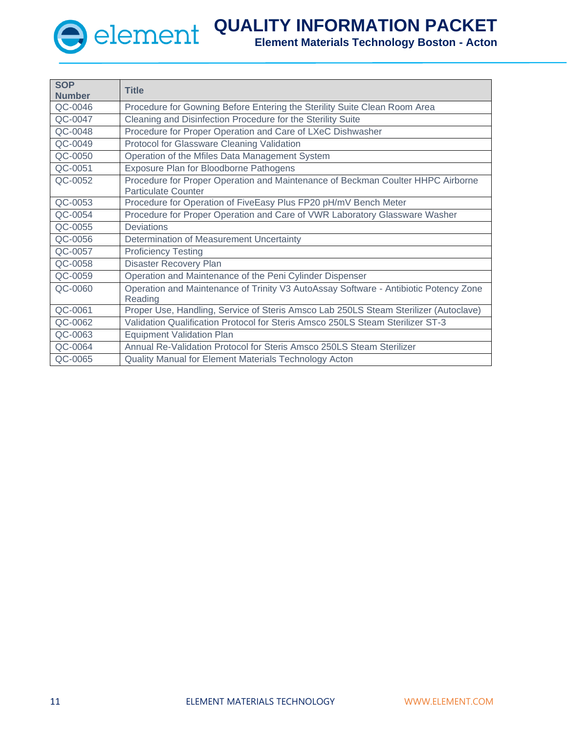| SOP Number | Title |
|---|---|
| QC-0046 | Procedure for Gowning Before Entering the Sterility Suite Clean Room Area |
| QC-0047 | Cleaning and Disinfection Procedure for the Sterility Suite |
| QC-0048 | Procedure for Proper Operation and Care of LXeC Dishwasher |
| QC-0049 | Protocol for Glassware Cleaning Validation |
| QC-0050 | Operation of the Mfiles Data Management System |
| QC-0051 | Exposure Plan for Bloodborne Pathogens |
| QC-0052 | Procedure for Proper Operation and Maintenance of Beckman Coulter HHPC Airborne Particulate Counter |
| QC-0053 | Procedure for Operation of FiveEasy Plus FP20 pH/mV Bench Meter |
| QC-0054 | Procedure for Proper Operation and Care of VWR Laboratory Glassware Washer |
| QC-0055 | Deviations |
| QC-0056 | Determination of Measurement Uncertainty |
| QC-0057 | Proficiency Testing |
| QC-0058 | Disaster Recovery Plan |
| QC-0059 | Operation and Maintenance of the Peni Cylinder Dispenser |
| QC-0060 | Operation and Maintenance of Trinity V3 AutoAssay Software - Antibiotic Potency Zone Reading |
| QC-0061 | Proper Use, Handling, Service of Steris Amsco Lab 250LS Steam Sterilizer (Autoclave) |
| QC-0062 | Validation Qualification Protocol for Steris Amsco 250LS Steam Sterilizer ST-3 |
| QC-0063 | Equipment Validation Plan |
| QC-0064 | Annual Re-Validation Protocol for Steris Amsco 250LS Steam Sterilizer |
| QC-0065 | Quality Manual for Element Materials Technology Acton |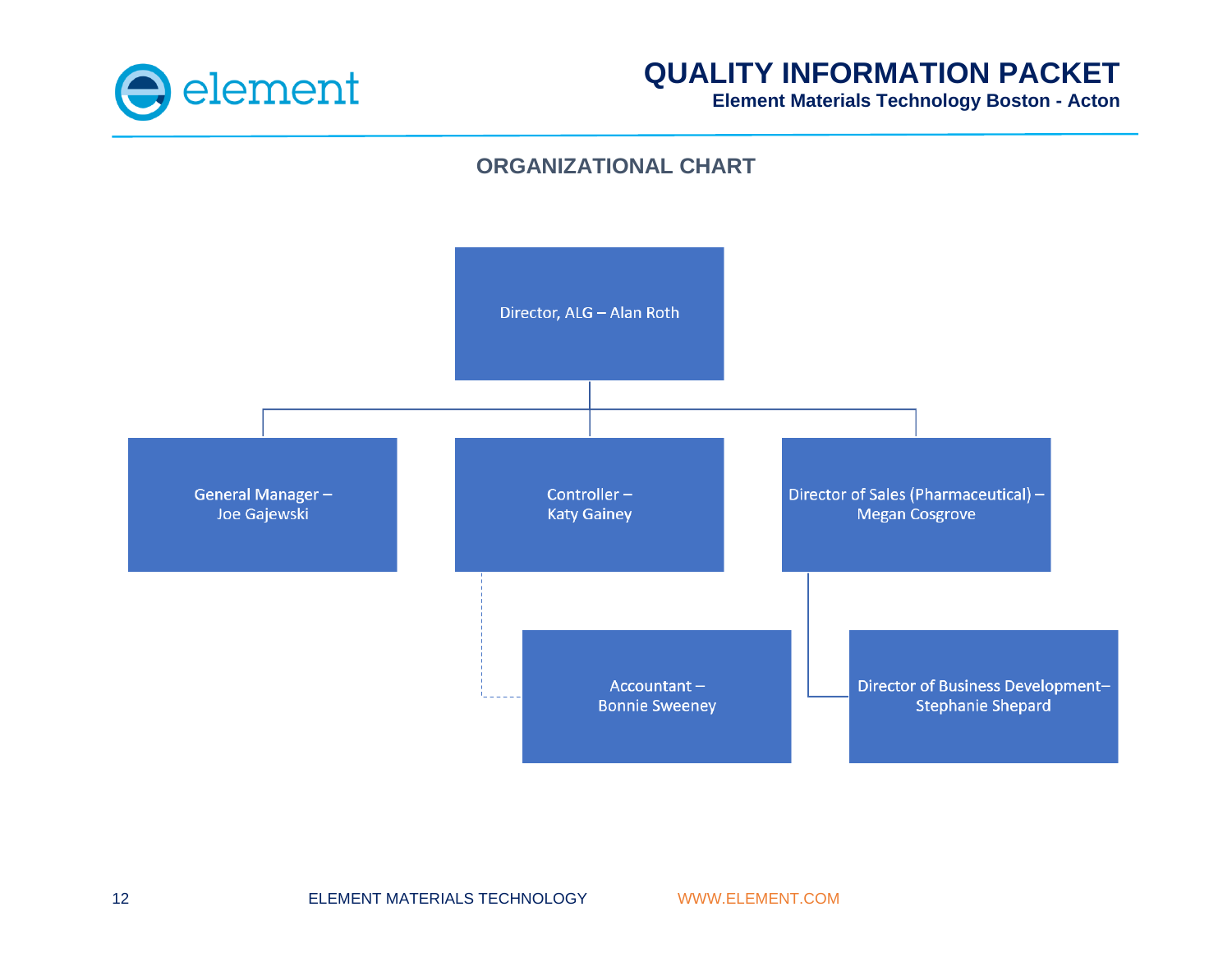## ORGANIZATIONAL CHART

- Director, ALG – Alan Roth
  - General Manager – Joe Gajewski
  - Controller – Katy Gainey
    - Accountant – Bonnie Sweeney
  - Director of Sales (Pharmaceutical) – Megan Cosgrove
    - Director of Business Development– Stephanie Shepard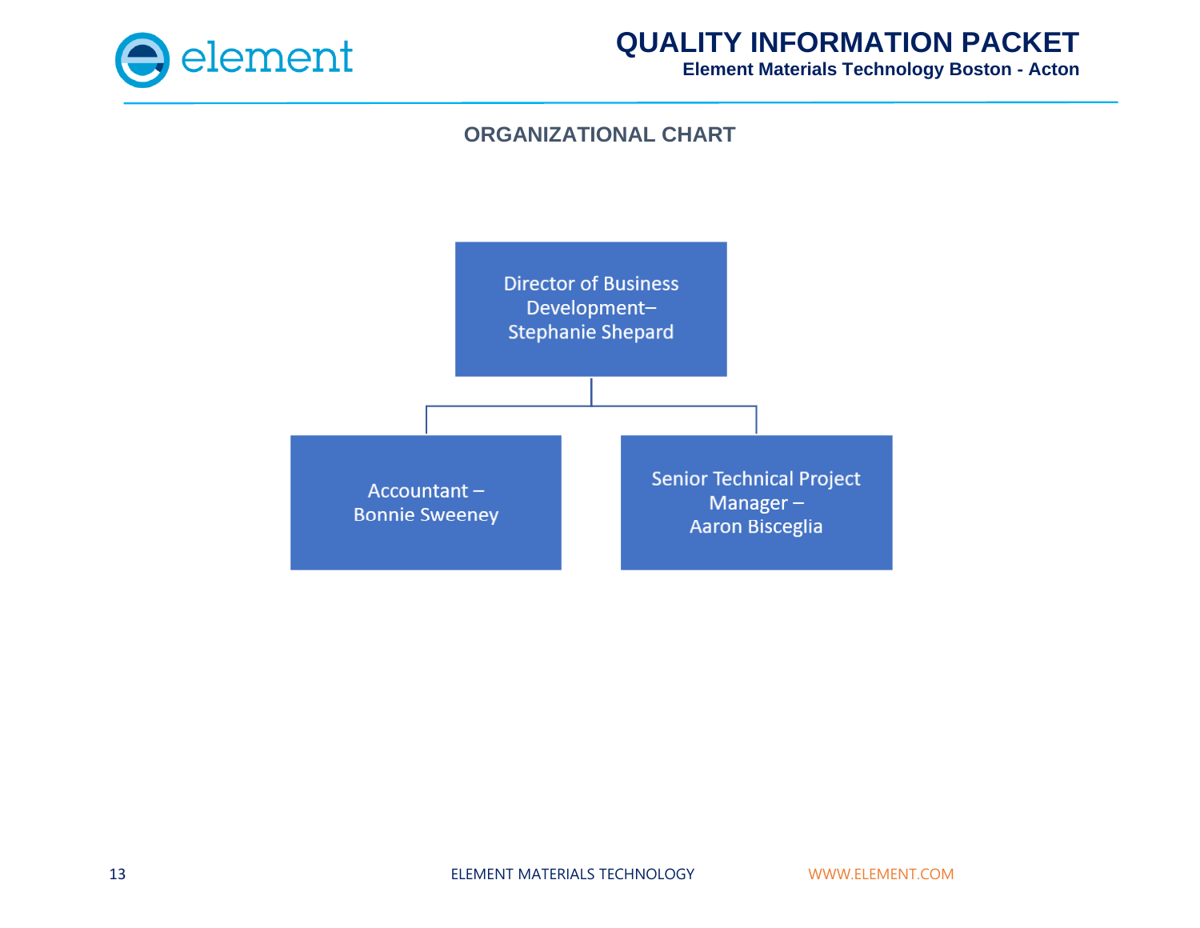## ORGANIZATIONAL CHART

Director of Business Development– Stephanie Shepard

- Accountant – Bonnie Sweeney
- Senior Technical Project Manager – Aaron Bisceglia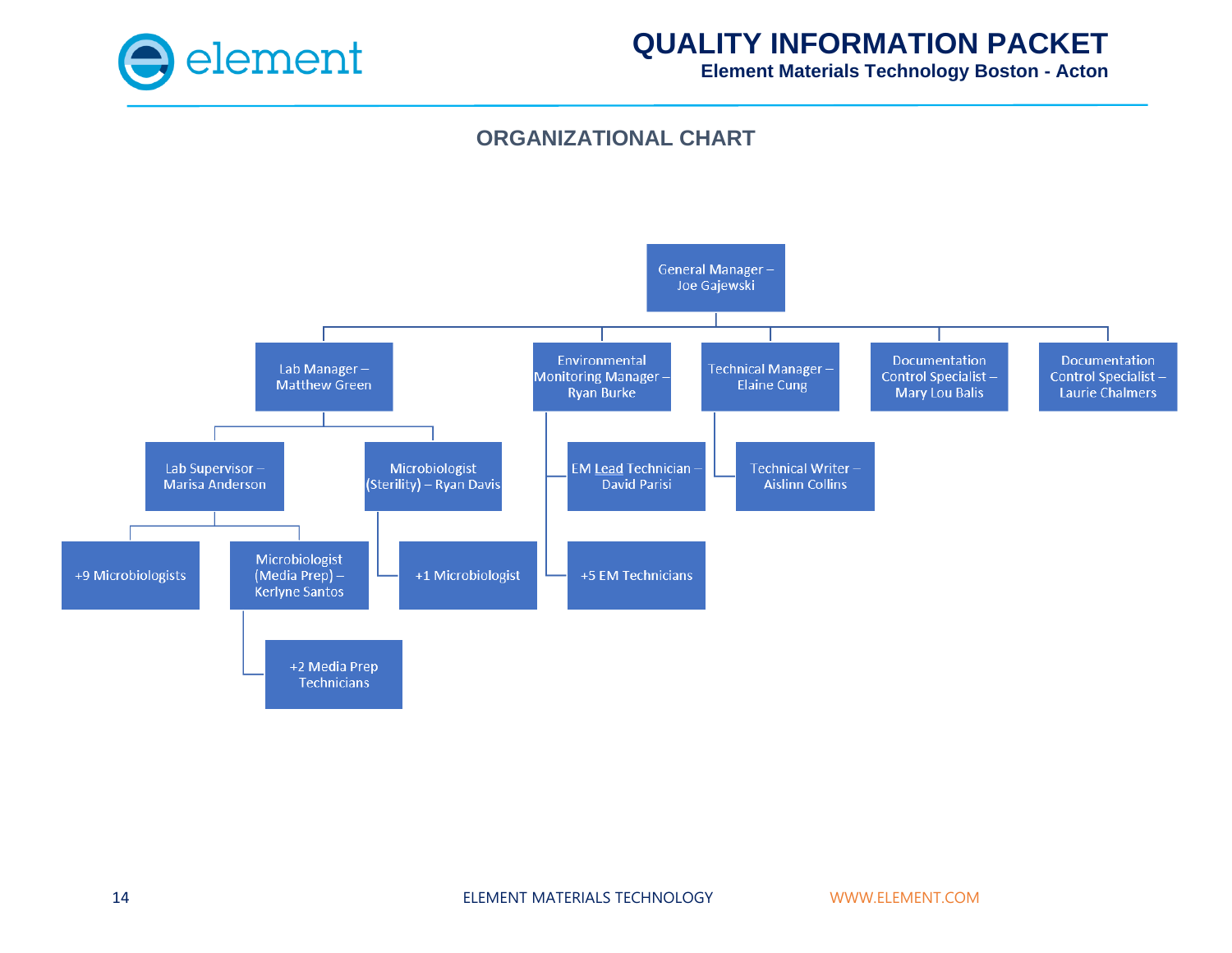## ORGANIZATIONAL CHART

- General Manager – Joe Gajewski
  - Lab Manager – Matthew Green
    - Lab Supervisor – Marisa Anderson
      - +9 Microbiologists
      - Microbiologist (Media Prep) – Kerlyne Santos
        - +2 Media Prep Technicians
    - Microbiologist (Sterility) – Ryan Davis
      - +1 Microbiologist
  - Environmental Monitoring Manager – Ryan Burke
    - EM Lead Technician – David Parisi
    - +5 EM Technicians
  - Technical Manager – Elaine Cung
    - Technical Writer – Aislinn Collins
  - Documentation Control Specialist – Mary Lou Balis
  - Documentation Control Specialist – Laurie Chalmers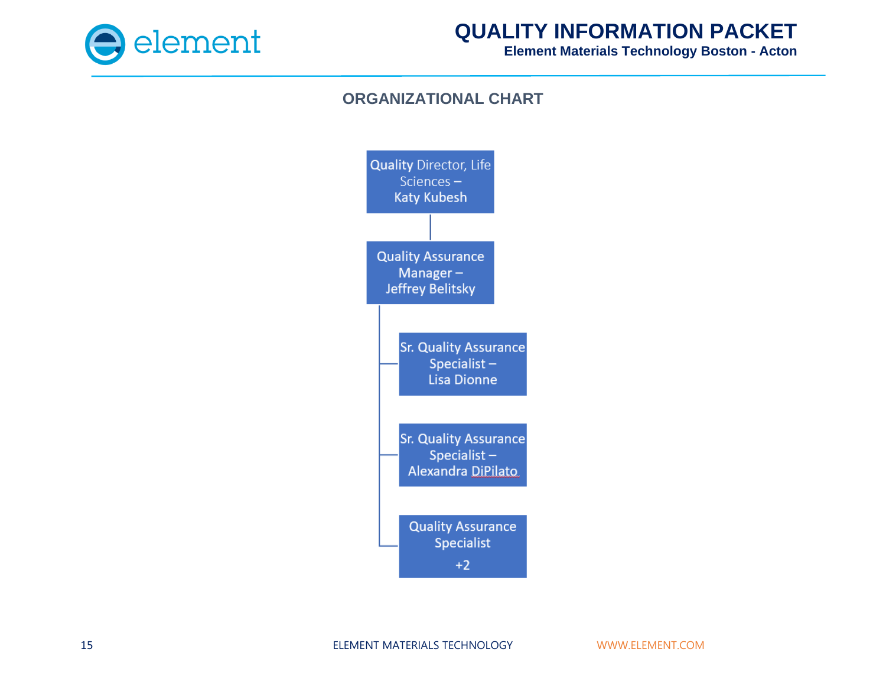## ORGANIZATIONAL CHART

- **Quality** Director, Life Sciences – Katy Kubesh
  - Quality Assurance Manager – Jeffrey Belitsky
    - Sr. Quality Assurance Specialist – Lisa Dionne
    - Sr. Quality Assurance Specialist – Alexandra DiPilato
    - Quality Assurance Specialist +2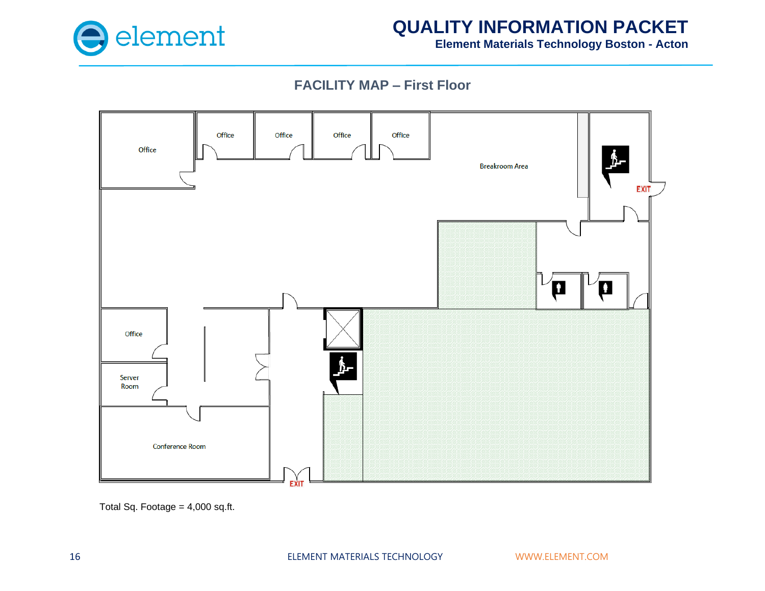## FACILITY MAP – First Floor

Office

Office

Office

Office

Office

Breakroom Area

EXIT

Office

Server Room

Conference Room

EXIT

Total Sq. Footage = 4,000 sq.ft.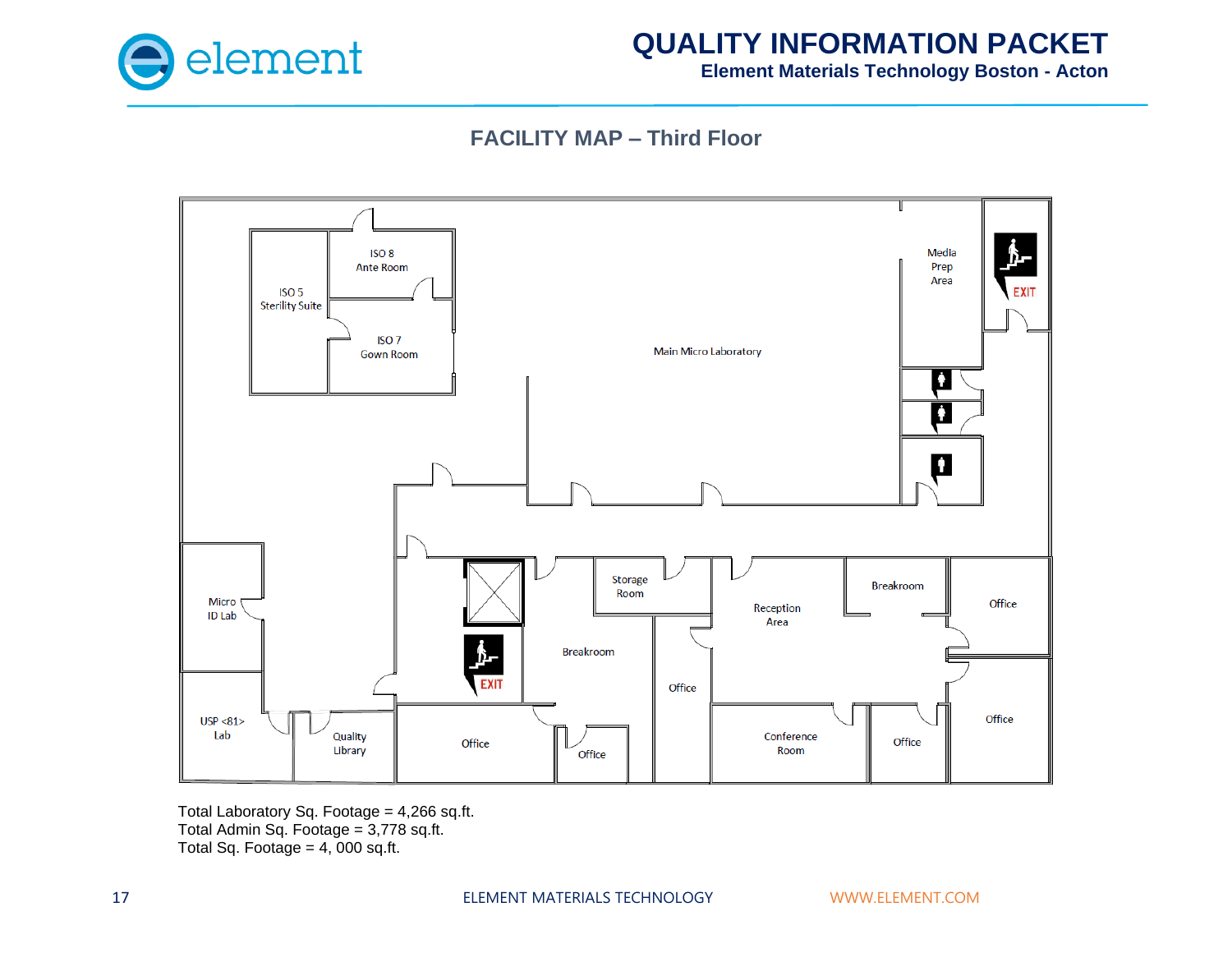## FACILITY MAP – Third Floor

ISO 8 Ante Room

ISO 5 Sterility Suite

ISO 7 Gown Room

Main Micro Laboratory

Media Prep Area

EXIT

Micro ID Lab

Storage Room

Reception Area

Breakroom

Office

Breakroom

EXIT

Office

USP <81> Lab

Quality Library

Office

Office

Conference Room

Office

Office

Total Laboratory Sq. Footage = 4,266 sq.ft.
Total Admin Sq. Footage = 3,778 sq.ft.
Total Sq. Footage = 4, 000 sq.ft.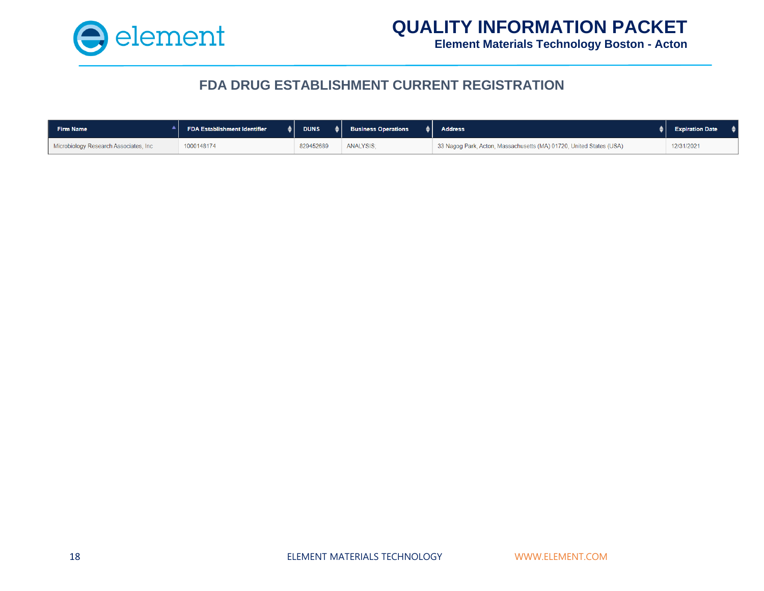## FDA DRUG ESTABLISHMENT CURRENT REGISTRATION

| Firm Name | FDA Establishment Identifier | DUNS | Business Operations | Address | Expiration Date |
|---|---|---|---|---|---|
| Microbiology Research Associates, Inc | 1000148174 | 829452689 | ANALYSIS, | 33 Nagog Park, Acton, Massachusetts (MA) 01720, United States (USA) | 12/31/2021 |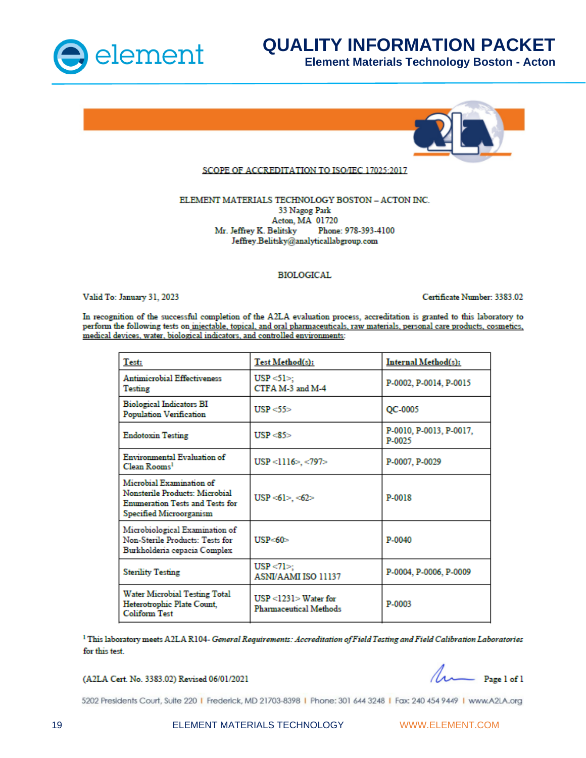# QUALITY INFORMATION PACKET

**Element Materials Technology Boston - Acton**

## SCOPE OF ACCREDITATION TO ISO/IEC 17025:2017

ELEMENT MATERIALS TECHNOLOGY BOSTON – ACTON INC.
33 Nagog Park
Acton, MA 01720
Mr. Jeffrey K. Belitsky Phone: 978-393-4100
Jeffrey.Belitsky@analyticallabgroup.com

### BIOLOGICAL

Valid To: January 31, 2023

Certificate Number: 3383.02

In recognition of the successful completion of the A2LA evaluation process, accreditation is granted to this laboratory to perform the following tests on injectable, topical, and oral pharmaceuticals, raw materials, personal care products, cosmetics, medical devices, water, biological indicators, and controlled environments:

| Test: | Test Method(s): | Internal Method(s): |
|---|---|---|
| Antimicrobial Effectiveness Testing | USP <51>; CTFA M-3 and M-4 | P-0002, P-0014, P-0015 |
| Biological Indicators BI Population Verification | USP <55> | QC-0005 |
| Endotoxin Testing | USP <85> | P-0010, P-0013, P-0017, P-0025 |
| Environmental Evaluation of Clean Rooms[1] | USP <1116>, <797> | P-0007, P-0029 |
| Microbial Examination of Nonsterile Products: Microbial Enumeration Tests and Tests for Specified Microorganism | USP <61>, <62> | P-0018 |
| Microbiological Examination of Non-Sterile Products: Tests for Burkholderia cepacia Complex | USP<60> | P-0040 |
| Sterility Testing | USP <71>; ASNI/AAMI ISO 11137 | P-0004, P-0006, P-0009 |
| Water Microbial Testing Total Heterotrophic Plate Count, Coliform Test | USP <1231> Water for Pharmaceutical Methods | P-0003 |

[1] This laboratory meets A2LA R104- *General Requirements: Accreditation of Field Testing and Field Calibration Laboratories* for this test.

(A2LA Cert. No. 3383.02) Revised 06/01/2021

5202 Presidents Court, Suite 220 | Frederick, MD 21703-8398 | Phone: 301 644 3248 | Fax: 240 454 9449 | www.A2LA.org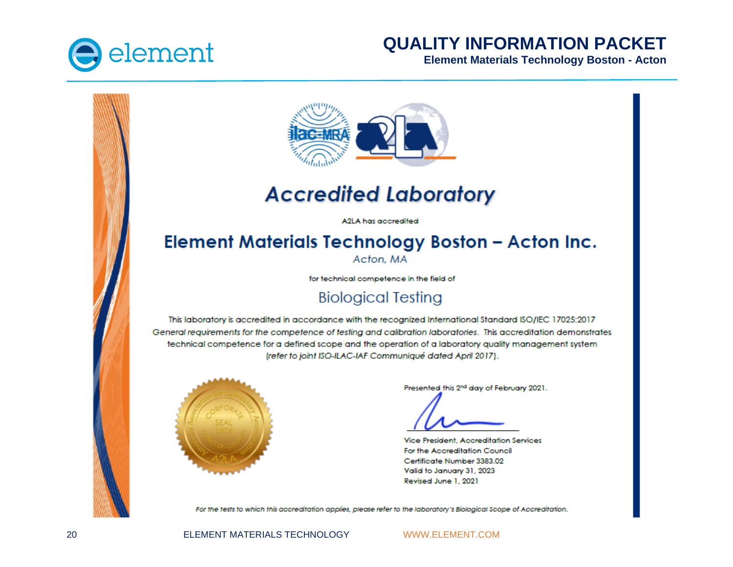# Accredited Laboratory

A2LA has accredited

## Element Materials Technology Boston – Acton Inc.

*Acton, MA*

for technical competence in the field of

### Biological Testing

This laboratory is accredited in accordance with the recognized International Standard ISO/IEC 17025:2017 *General requirements for the competence of testing and calibration laboratories*. This accreditation demonstrates technical competence for a defined scope and the operation of a laboratory quality management system (*refer to joint ISO-ILAC-IAF Communiqué dated April 2017*).

Presented this 2nd day of February 2021.

Vice President, Accreditation Services
For the Accreditation Council
Certificate Number 3383.02
Valid to January 31, 2023
Revised June 1, 2021

*For the tests to which this accreditation applies, please refer to the laboratory's Biological Scope of Accreditation.*